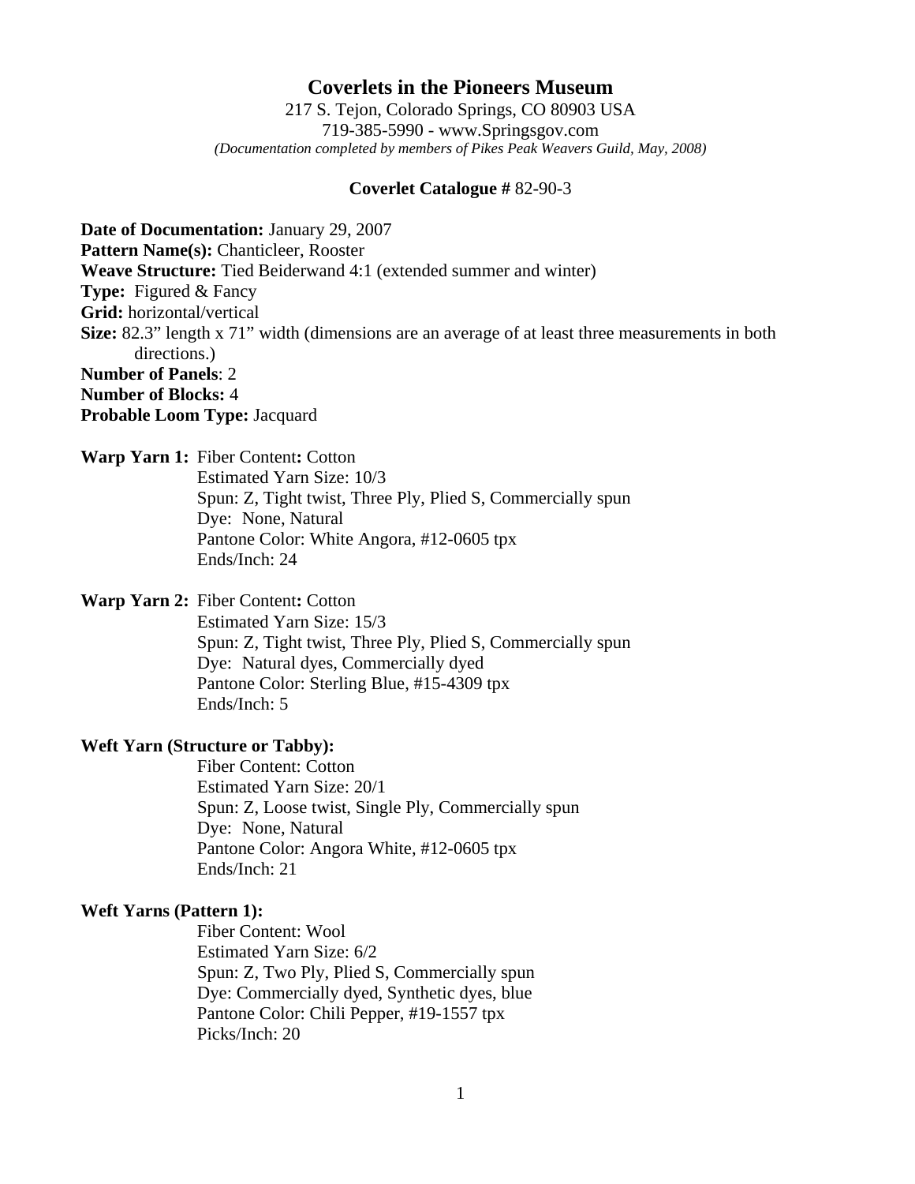# Coverlets in the Pioneers Museum

217 S. Tejon, Colorado Springs, CO 80903 USA
719-385-5990 - www.Springsgov.com
*(Documentation completed by members of Pikes Peak Weavers Guild, May, 2008)*

**Coverlet Catalogue #** 82-90-3

**Date of Documentation:** January 29, 2007
**Pattern Name(s):** Chanticleer, Rooster
**Weave Structure:** Tied Beiderwand 4:1 (extended summer and winter)
**Type:** Figured & Fancy
**Grid:** horizontal/vertical
**Size:** 82.3" length x 71" width (dimensions are an average of at least three measurements in both directions.)
**Number of Panels**: 2
**Number of Blocks:** 4
**Probable Loom Type:** Jacquard

**Warp Yarn 1:** Fiber Content**:** Cotton
Estimated Yarn Size: 10/3
Spun: Z, Tight twist, Three Ply, Plied S, Commercially spun
Dye: None, Natural
Pantone Color: White Angora, #12-0605 tpx
Ends/Inch: 24

**Warp Yarn 2:** Fiber Content**:** Cotton
Estimated Yarn Size: 15/3
Spun: Z, Tight twist, Three Ply, Plied S, Commercially spun
Dye: Natural dyes, Commercially dyed
Pantone Color: Sterling Blue, #15-4309 tpx
Ends/Inch: 5

**Weft Yarn (Structure or Tabby):**
Fiber Content: Cotton
Estimated Yarn Size: 20/1
Spun: Z, Loose twist, Single Ply, Commercially spun
Dye: None, Natural
Pantone Color: Angora White, #12-0605 tpx
Ends/Inch: 21

**Weft Yarns (Pattern 1):**
Fiber Content: Wool
Estimated Yarn Size: 6/2
Spun: Z, Two Ply, Plied S, Commercially spun
Dye: Commercially dyed, Synthetic dyes, blue
Pantone Color: Chili Pepper, #19-1557 tpx
Picks/Inch: 20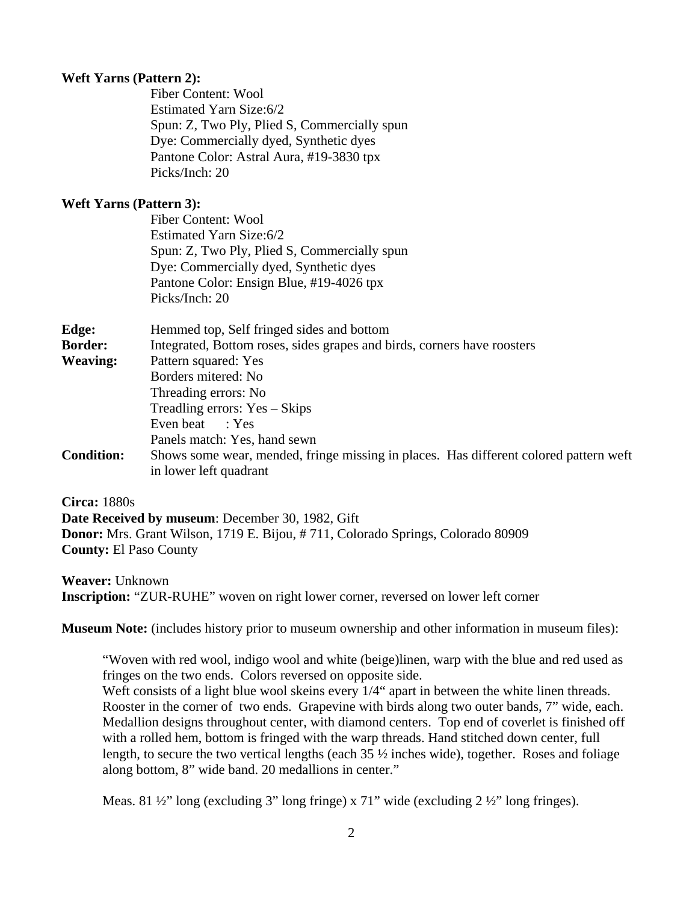**Weft Yarns (Pattern 2):**

Fiber Content: Wool
Estimated Yarn Size:6/2
Spun: Z, Two Ply, Plied S, Commercially spun
Dye: Commercially dyed, Synthetic dyes
Pantone Color: Astral Aura, #19-3830 tpx
Picks/Inch: 20

**Weft Yarns (Pattern 3):**

Fiber Content: Wool
Estimated Yarn Size:6/2
Spun: Z, Two Ply, Plied S, Commercially spun
Dye: Commercially dyed, Synthetic dyes
Pantone Color: Ensign Blue, #19-4026 tpx
Picks/Inch: 20

**Edge:** Hemmed top, Self fringed sides and bottom
**Border:** Integrated, Bottom roses, sides grapes and birds, corners have roosters
**Weaving:** Pattern squared: Yes
Borders mitered: No
Threading errors: No
Treadling errors: Yes – Skips
Even beat : Yes
Panels match: Yes, hand sewn
**Condition:** Shows some wear, mended, fringe missing in places. Has different colored pattern weft in lower left quadrant

**Circa:** 1880s
**Date Received by museum**: December 30, 1982, Gift
**Donor:** Mrs. Grant Wilson, 1719 E. Bijou, # 711, Colorado Springs, Colorado 80909
**County:** El Paso County

**Weaver:** Unknown
**Inscription:** "ZUR-RUHE" woven on right lower corner, reversed on lower left corner

**Museum Note:** (includes history prior to museum ownership and other information in museum files):

"Woven with red wool, indigo wool and white (beige)linen, warp with the blue and red used as fringes on the two ends. Colors reversed on opposite side.
Weft consists of a light blue wool skeins every 1/4" apart in between the white linen threads. Rooster in the corner of two ends. Grapevine with birds along two outer bands, 7" wide, each. Medallion designs throughout center, with diamond centers. Top end of coverlet is finished off with a rolled hem, bottom is fringed with the warp threads. Hand stitched down center, full length, to secure the two vertical lengths (each 35 ½ inches wide), together. Roses and foliage along bottom, 8" wide band. 20 medallions in center."

Meas. 81 ½" long (excluding 3" long fringe) x 71" wide (excluding 2 ½" long fringes).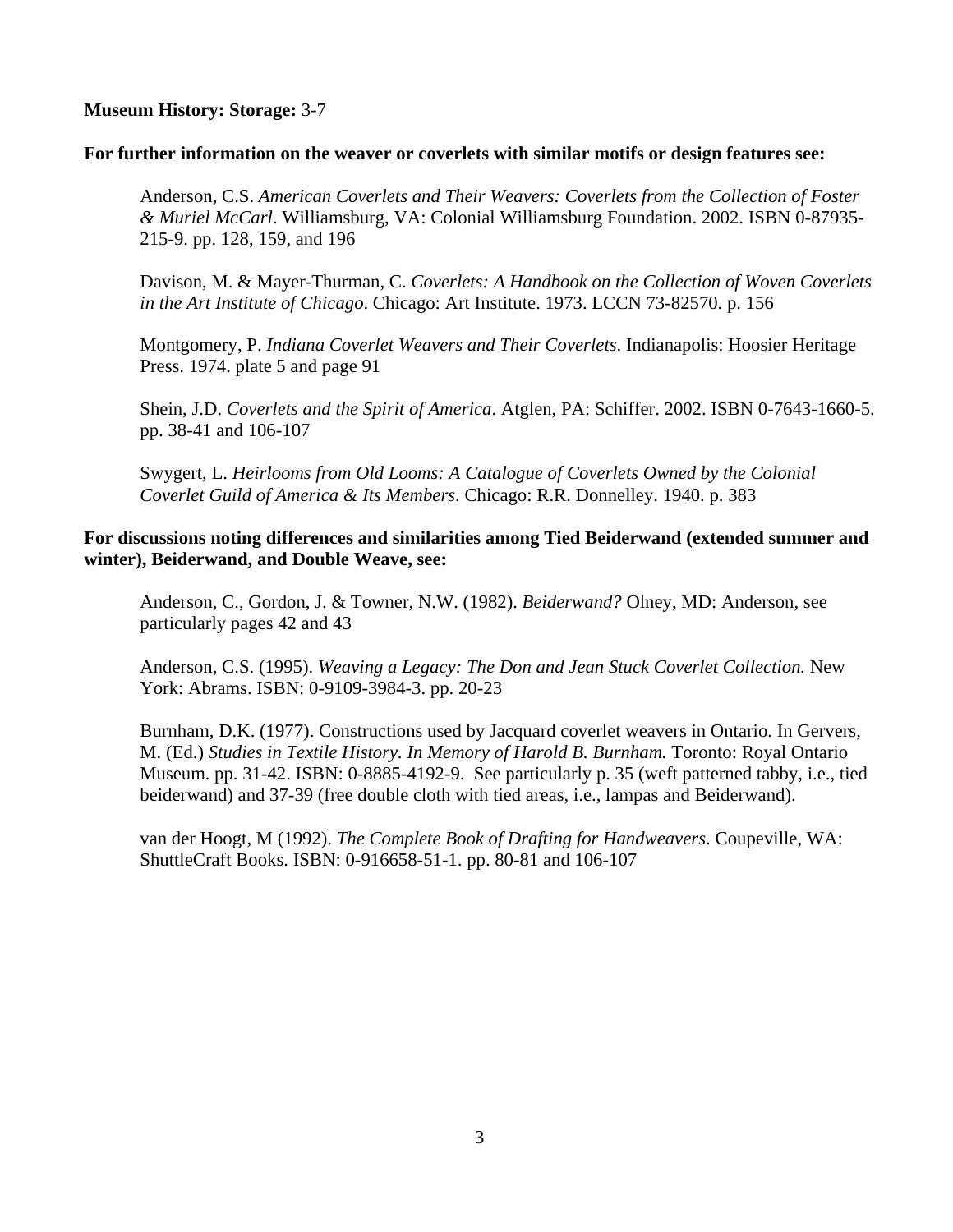**Museum History: Storage:** 3-7

**For further information on the weaver or coverlets with similar motifs or design features see:**

Anderson, C.S. *American Coverlets and Their Weavers: Coverlets from the Collection of Foster & Muriel McCarl*. Williamsburg, VA: Colonial Williamsburg Foundation. 2002. ISBN 0-87935-215-9. pp. 128, 159, and 196

Davison, M. & Mayer-Thurman, C. *Coverlets: A Handbook on the Collection of Woven Coverlets in the Art Institute of Chicago*. Chicago: Art Institute. 1973. LCCN 73-82570. p. 156

Montgomery, P. *Indiana Coverlet Weavers and Their Coverlets*. Indianapolis: Hoosier Heritage Press. 1974. plate 5 and page 91

Shein, J.D. *Coverlets and the Spirit of America*. Atglen, PA: Schiffer. 2002. ISBN 0-7643-1660-5. pp. 38-41 and 106-107

Swygert, L. *Heirlooms from Old Looms: A Catalogue of Coverlets Owned by the Colonial Coverlet Guild of America & Its Members*. Chicago: R.R. Donnelley. 1940. p. 383

**For discussions noting differences and similarities among Tied Beiderwand (extended summer and winter), Beiderwand, and Double Weave, see:**

Anderson, C., Gordon, J. & Towner, N.W. (1982). *Beiderwand?* Olney, MD: Anderson, see particularly pages 42 and 43

Anderson, C.S. (1995). *Weaving a Legacy: The Don and Jean Stuck Coverlet Collection.* New York: Abrams. ISBN: 0-9109-3984-3. pp. 20-23

Burnham, D.K. (1977). Constructions used by Jacquard coverlet weavers in Ontario. In Gervers, M. (Ed.) *Studies in Textile History. In Memory of Harold B. Burnham.* Toronto: Royal Ontario Museum. pp. 31-42. ISBN: 0-8885-4192-9. See particularly p. 35 (weft patterned tabby, i.e., tied beiderwand) and 37-39 (free double cloth with tied areas, i.e., lampas and Beiderwand).

van der Hoogt, M (1992). *The Complete Book of Drafting for Handweavers*. Coupeville, WA: ShuttleCraft Books. ISBN: 0-916658-51-1. pp. 80-81 and 106-107